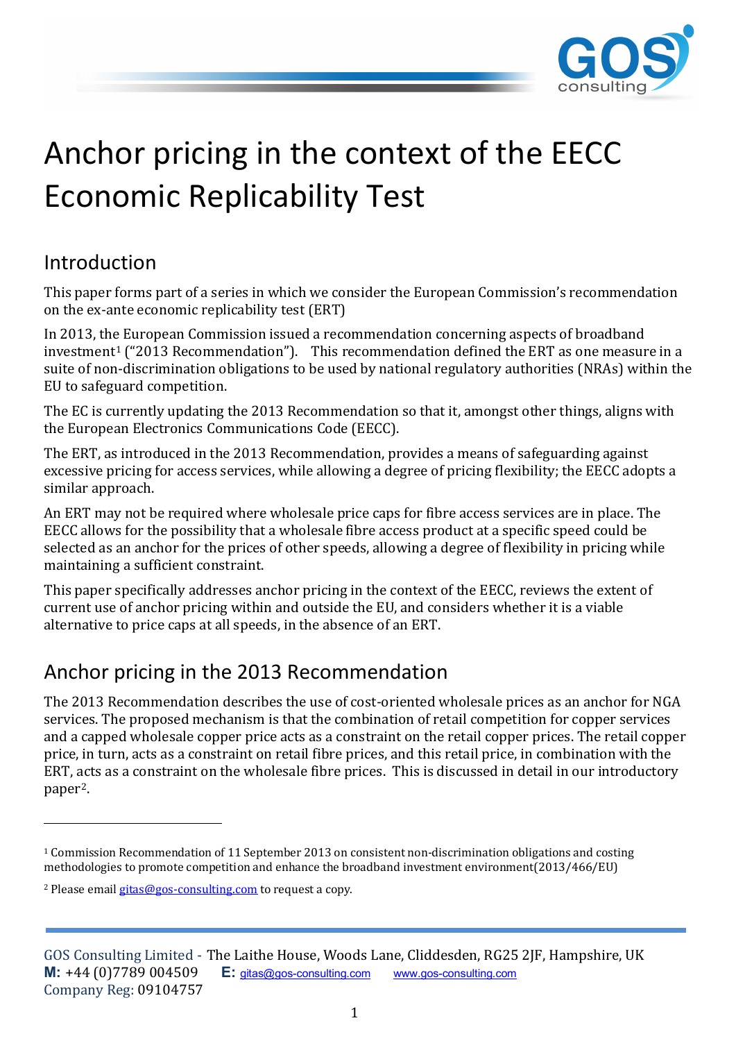# Anchor pricing in the context of the EECC Economic Replicability Test

## Introduction

This paper forms part of a series in which we consider the European Commission's recommendation on the ex-ante economic replicability test (ERT)

In 2013, the European Commission issued a recommendation concerning aspects of broadband investment[1] ("2013 Recommendation"). This recommendation defined the ERT as one measure in a suite of non-discrimination obligations to be used by national regulatory authorities (NRAs) within the EU to safeguard competition.

The EC is currently updating the 2013 Recommendation so that it, amongst other things, aligns with the European Electronics Communications Code (EECC).

The ERT, as introduced in the 2013 Recommendation, provides a means of safeguarding against excessive pricing for access services, while allowing a degree of pricing flexibility; the EECC adopts a similar approach.

An ERT may not be required where wholesale price caps for fibre access services are in place. The EECC allows for the possibility that a wholesale fibre access product at a specific speed could be selected as an anchor for the prices of other speeds, allowing a degree of flexibility in pricing while maintaining a sufficient constraint.

This paper specifically addresses anchor pricing in the context of the EECC, reviews the extent of current use of anchor pricing within and outside the EU, and considers whether it is a viable alternative to price caps at all speeds, in the absence of an ERT.

## Anchor pricing in the 2013 Recommendation

The 2013 Recommendation describes the use of cost-oriented wholesale prices as an anchor for NGA services. The proposed mechanism is that the combination of retail competition for copper services and a capped wholesale copper price acts as a constraint on the retail copper prices. The retail copper price, in turn, acts as a constraint on retail fibre prices, and this retail price, in combination with the ERT, acts as a constraint on the wholesale fibre prices. This is discussed in detail in our introductory paper[2].

---

[1] Commission Recommendation of 11 September 2013 on consistent non-discrimination obligations and costing methodologies to promote competition and enhance the broadband investment environment(2013/466/EU)

[2] Please email gitas@gos-consulting.com to request a copy.

GOS Consulting Limited - The Laithe House, Woods Lane, Cliddesden, RG25 2JF, Hampshire, UK
**M:** +44 (0)7789 004509 **E:** gitas@gos-consulting.com www.gos-consulting.com
Company Reg: 09104757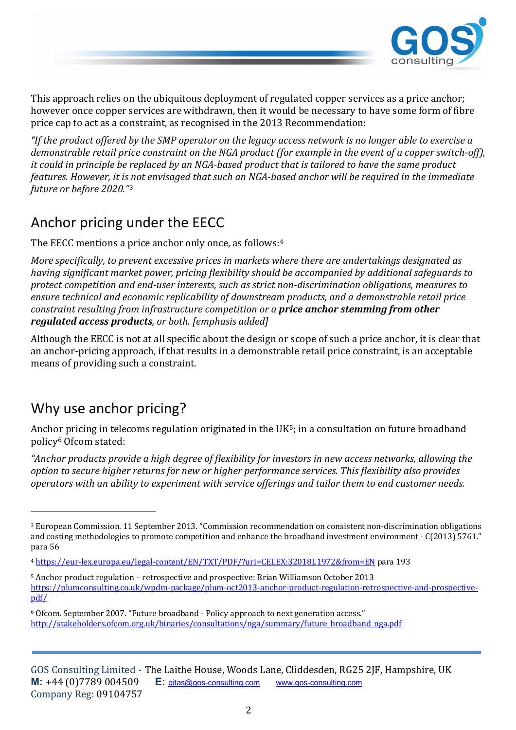This approach relies on the ubiquitous deployment of regulated copper services as a price anchor; however once copper services are withdrawn, then it would be necessary to have some form of fibre price cap to act as a constraint, as recognised in the 2013 Recommendation:

*"If the product offered by the SMP operator on the legacy access network is no longer able to exercise a demonstrable retail price constraint on the NGA product (for example in the event of a copper switch-off), it could in principle be replaced by an NGA-based product that is tailored to have the same product features. However, it is not envisaged that such an NGA-based anchor will be required in the immediate future or before 2020."*[3]

## Anchor pricing under the EECC

The EECC mentions a price anchor only once, as follows:[4]

*More specifically, to prevent excessive prices in markets where there are undertakings designated as having significant market power, pricing flexibility should be accompanied by additional safeguards to protect competition and end-user interests, such as strict non-discrimination obligations, measures to ensure technical and economic replicability of downstream products, and a demonstrable retail price constraint resulting from infrastructure competition or a **price anchor stemming from other regulated access products**, or both. [emphasis added]*

Although the EECC is not at all specific about the design or scope of such a price anchor, it is clear that an anchor-pricing approach, if that results in a demonstrable retail price constraint, is an acceptable means of providing such a constraint.

## Why use anchor pricing?

Anchor pricing in telecoms regulation originated in the UK[5]; in a consultation on future broadband policy[6] Ofcom stated:

*"Anchor products provide a high degree of flexibility for investors in new access networks, allowing the option to secure higher returns for new or higher performance services. This flexibility also provides operators with an ability to experiment with service offerings and tailor them to end customer needs.*

---

[3] European Commission. 11 September 2013. "Commission recommendation on consistent non-discrimination obligations and costing methodologies to promote competition and enhance the broadband investment environment - C(2013) 5761." para 56

[4] https://eur-lex.europa.eu/legal-content/EN/TXT/PDF/?uri=CELEX:32018L1972&from=EN para 193

[5] Anchor product regulation – retrospective and prospective: Brian Williamson October 2013 https://plumconsulting.co.uk/wpdm-package/plum-oct2013-anchor-product-regulation-retrospective-and-prospective-pdf/

[6] Ofcom. September 2007. "Future broadband - Policy approach to next generation access." http://stakeholders.ofcom.org.uk/binaries/consultations/nga/summary/future_broadband_nga.pdf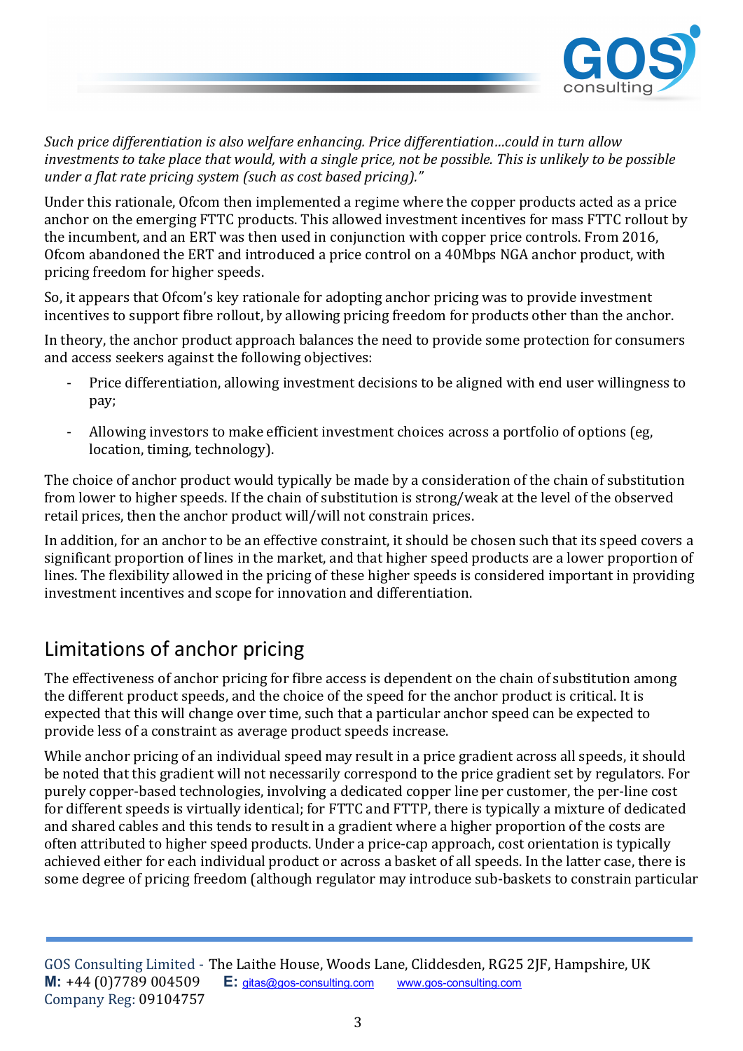*Such price differentiation is also welfare enhancing. Price differentiation…could in turn allow investments to take place that would, with a single price, not be possible. This is unlikely to be possible under a flat rate pricing system (such as cost based pricing)."*

Under this rationale, Ofcom then implemented a regime where the copper products acted as a price anchor on the emerging FTTC products. This allowed investment incentives for mass FTTC rollout by the incumbent, and an ERT was then used in conjunction with copper price controls. From 2016, Ofcom abandoned the ERT and introduced a price control on a 40Mbps NGA anchor product, with pricing freedom for higher speeds.

So, it appears that Ofcom's key rationale for adopting anchor pricing was to provide investment incentives to support fibre rollout, by allowing pricing freedom for products other than the anchor.

In theory, the anchor product approach balances the need to provide some protection for consumers and access seekers against the following objectives:

- Price differentiation, allowing investment decisions to be aligned with end user willingness to pay;
- Allowing investors to make efficient investment choices across a portfolio of options (eg, location, timing, technology).

The choice of anchor product would typically be made by a consideration of the chain of substitution from lower to higher speeds. If the chain of substitution is strong/weak at the level of the observed retail prices, then the anchor product will/will not constrain prices.

In addition, for an anchor to be an effective constraint, it should be chosen such that its speed covers a significant proportion of lines in the market, and that higher speed products are a lower proportion of lines. The flexibility allowed in the pricing of these higher speeds is considered important in providing investment incentives and scope for innovation and differentiation.

## Limitations of anchor pricing

The effectiveness of anchor pricing for fibre access is dependent on the chain of substitution among the different product speeds, and the choice of the speed for the anchor product is critical. It is expected that this will change over time, such that a particular anchor speed can be expected to provide less of a constraint as average product speeds increase.

While anchor pricing of an individual speed may result in a price gradient across all speeds, it should be noted that this gradient will not necessarily correspond to the price gradient set by regulators. For purely copper-based technologies, involving a dedicated copper line per customer, the per-line cost for different speeds is virtually identical; for FTTC and FTTP, there is typically a mixture of dedicated and shared cables and this tends to result in a gradient where a higher proportion of the costs are often attributed to higher speed products. Under a price-cap approach, cost orientation is typically achieved either for each individual product or across a basket of all speeds. In the latter case, there is some degree of pricing freedom (although regulator may introduce sub-baskets to constrain particular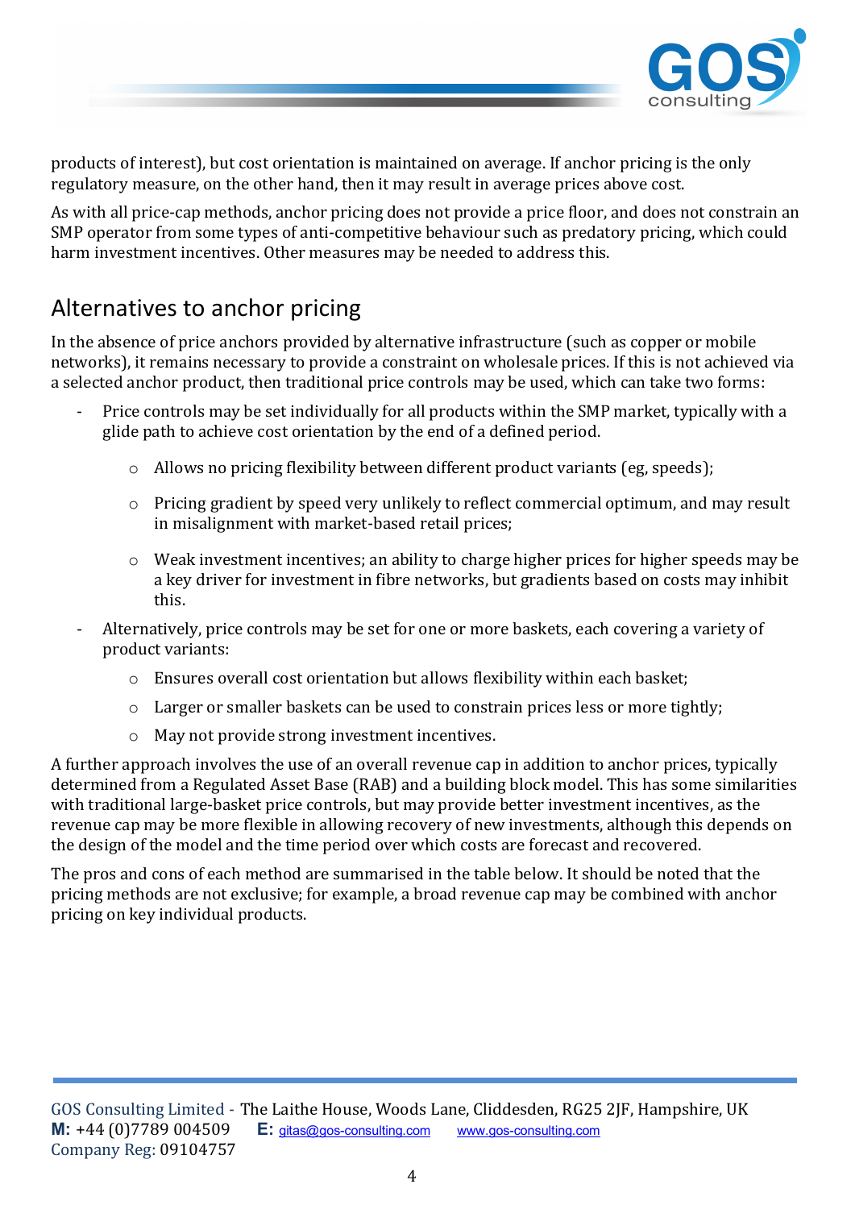products of interest), but cost orientation is maintained on average. If anchor pricing is the only regulatory measure, on the other hand, then it may result in average prices above cost.

As with all price-cap methods, anchor pricing does not provide a price floor, and does not constrain an SMP operator from some types of anti-competitive behaviour such as predatory pricing, which could harm investment incentives. Other measures may be needed to address this.

## Alternatives to anchor pricing

In the absence of price anchors provided by alternative infrastructure (such as copper or mobile networks), it remains necessary to provide a constraint on wholesale prices. If this is not achieved via a selected anchor product, then traditional price controls may be used, which can take two forms:

- Price controls may be set individually for all products within the SMP market, typically with a glide path to achieve cost orientation by the end of a defined period.
  - Allows no pricing flexibility between different product variants (eg, speeds);
  - Pricing gradient by speed very unlikely to reflect commercial optimum, and may result in misalignment with market-based retail prices;
  - Weak investment incentives; an ability to charge higher prices for higher speeds may be a key driver for investment in fibre networks, but gradients based on costs may inhibit this.
- Alternatively, price controls may be set for one or more baskets, each covering a variety of product variants:
  - Ensures overall cost orientation but allows flexibility within each basket;
  - Larger or smaller baskets can be used to constrain prices less or more tightly;
  - May not provide strong investment incentives.

A further approach involves the use of an overall revenue cap in addition to anchor prices, typically determined from a Regulated Asset Base (RAB) and a building block model. This has some similarities with traditional large-basket price controls, but may provide better investment incentives, as the revenue cap may be more flexible in allowing recovery of new investments, although this depends on the design of the model and the time period over which costs are forecast and recovered.

The pros and cons of each method are summarised in the table below. It should be noted that the pricing methods are not exclusive; for example, a broad revenue cap may be combined with anchor pricing on key individual products.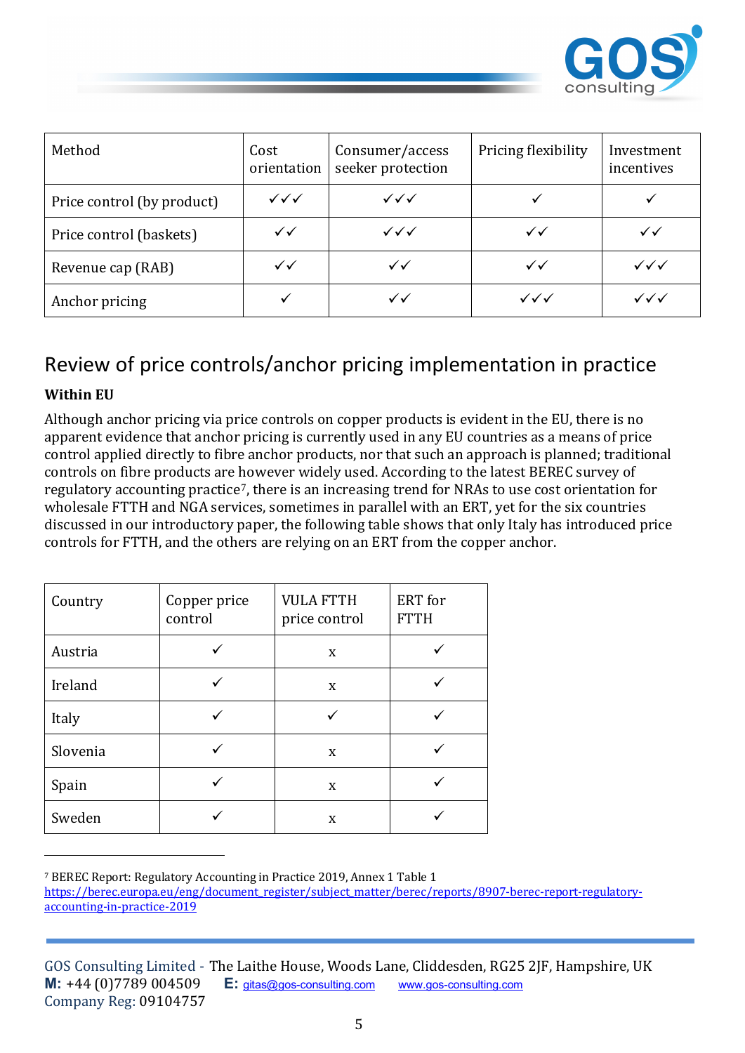| Method | Cost orientation | Consumer/access seeker protection | Pricing flexibility | Investment incentives |
|---|---|---|---|---|
| Price control (by product) | ✓✓✓ | ✓✓✓ | ✓ | ✓ |
| Price control (baskets) | ✓✓ | ✓✓✓ | ✓✓ | ✓✓ |
| Revenue cap (RAB) | ✓✓ | ✓✓ | ✓✓ | ✓✓✓ |
| Anchor pricing | ✓ | ✓✓ | ✓✓✓ | ✓✓✓ |

## Review of price controls/anchor pricing implementation in practice

### Within EU

Although anchor pricing via price controls on copper products is evident in the EU, there is no apparent evidence that anchor pricing is currently used in any EU countries as a means of price control applied directly to fibre anchor products, nor that such an approach is planned; traditional controls on fibre products are however widely used. According to the latest BEREC survey of regulatory accounting practice[7], there is an increasing trend for NRAs to use cost orientation for wholesale FTTH and NGA services, sometimes in parallel with an ERT, yet for the six countries discussed in our introductory paper, the following table shows that only Italy has introduced price controls for FTTH, and the others are relying on an ERT from the copper anchor.

| Country | Copper price control | VULA FTTH price control | ERT for FTTH |
|---|---|---|---|
| Austria | ✓ | x | ✓ |
| Ireland | ✓ | x | ✓ |
| Italy | ✓ | ✓ | ✓ |
| Slovenia | ✓ | x | ✓ |
| Spain | ✓ | x | ✓ |
| Sweden | ✓ | x | ✓ |

[7] BEREC Report: Regulatory Accounting in Practice 2019, Annex 1 Table 1 https://berec.europa.eu/eng/document_register/subject_matter/berec/reports/8907-berec-report-regulatory-accounting-in-practice-2019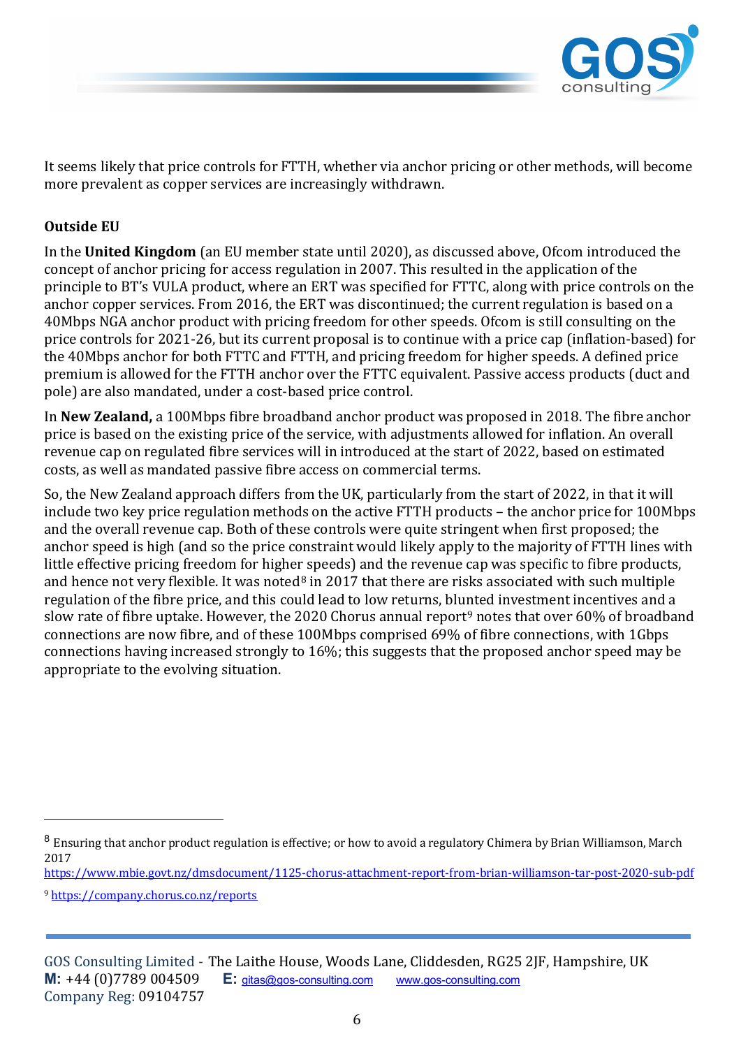It seems likely that price controls for FTTH, whether via anchor pricing or other methods, will become more prevalent as copper services are increasingly withdrawn.

**Outside EU**

In the **United Kingdom** (an EU member state until 2020), as discussed above, Ofcom introduced the concept of anchor pricing for access regulation in 2007. This resulted in the application of the principle to BT's VULA product, where an ERT was specified for FTTC, along with price controls on the anchor copper services. From 2016, the ERT was discontinued; the current regulation is based on a 40Mbps NGA anchor product with pricing freedom for other speeds. Ofcom is still consulting on the price controls for 2021-26, but its current proposal is to continue with a price cap (inflation-based) for the 40Mbps anchor for both FTTC and FTTH, and pricing freedom for higher speeds. A defined price premium is allowed for the FTTH anchor over the FTTC equivalent. Passive access products (duct and pole) are also mandated, under a cost-based price control.

In **New Zealand,** a 100Mbps fibre broadband anchor product was proposed in 2018. The fibre anchor price is based on the existing price of the service, with adjustments allowed for inflation. An overall revenue cap on regulated fibre services will in introduced at the start of 2022, based on estimated costs, as well as mandated passive fibre access on commercial terms.

So, the New Zealand approach differs from the UK, particularly from the start of 2022, in that it will include two key price regulation methods on the active FTTH products – the anchor price for 100Mbps and the overall revenue cap. Both of these controls were quite stringent when first proposed; the anchor speed is high (and so the price constraint would likely apply to the majority of FTTH lines with little effective pricing freedom for higher speeds) and the revenue cap was specific to fibre products, and hence not very flexible. It was noted[8] in 2017 that there are risks associated with such multiple regulation of the fibre price, and this could lead to low returns, blunted investment incentives and a slow rate of fibre uptake. However, the 2020 Chorus annual report[9] notes that over 60% of broadband connections are now fibre, and of these 100Mbps comprised 69% of fibre connections, with 1Gbps connections having increased strongly to 16%; this suggests that the proposed anchor speed may be appropriate to the evolving situation.

---

[8] Ensuring that anchor product regulation is effective; or how to avoid a regulatory Chimera by Brian Williamson, March 2017 https://www.mbie.govt.nz/dmsdocument/1125-chorus-attachment-report-from-brian-williamson-tar-post-2020-sub-pdf

[9] https://company.chorus.co.nz/reports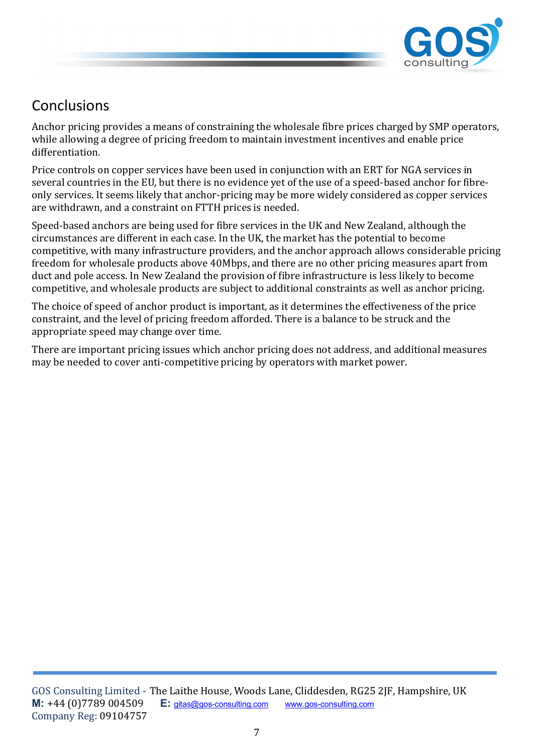## Conclusions

Anchor pricing provides a means of constraining the wholesale fibre prices charged by SMP operators, while allowing a degree of pricing freedom to maintain investment incentives and enable price differentiation.

Price controls on copper services have been used in conjunction with an ERT for NGA services in several countries in the EU, but there is no evidence yet of the use of a speed-based anchor for fibre-only services. It seems likely that anchor-pricing may be more widely considered as copper services are withdrawn, and a constraint on FTTH prices is needed.

Speed-based anchors are being used for fibre services in the UK and New Zealand, although the circumstances are different in each case. In the UK, the market has the potential to become competitive, with many infrastructure providers, and the anchor approach allows considerable pricing freedom for wholesale products above 40Mbps, and there are no other pricing measures apart from duct and pole access. In New Zealand the provision of fibre infrastructure is less likely to become competitive, and wholesale products are subject to additional constraints as well as anchor pricing.

The choice of speed of anchor product is important, as it determines the effectiveness of the price constraint, and the level of pricing freedom afforded. There is a balance to be struck and the appropriate speed may change over time.

There are important pricing issues which anchor pricing does not address, and additional measures may be needed to cover anti-competitive pricing by operators with market power.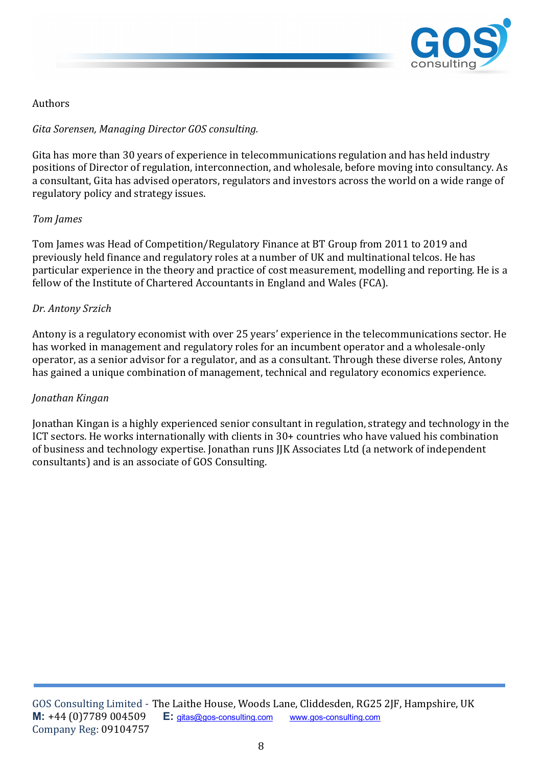Authors

*Gita Sorensen, Managing Director GOS consulting.*

Gita has more than 30 years of experience in telecommunications regulation and has held industry positions of Director of regulation, interconnection, and wholesale, before moving into consultancy. As a consultant, Gita has advised operators, regulators and investors across the world on a wide range of regulatory policy and strategy issues.

*Tom James*

Tom James was Head of Competition/Regulatory Finance at BT Group from 2011 to 2019 and previously held finance and regulatory roles at a number of UK and multinational telcos. He has particular experience in the theory and practice of cost measurement, modelling and reporting. He is a fellow of the Institute of Chartered Accountants in England and Wales (FCA).

*Dr. Antony Srzich*

Antony is a regulatory economist with over 25 years' experience in the telecommunications sector. He has worked in management and regulatory roles for an incumbent operator and a wholesale-only operator, as a senior advisor for a regulator, and as a consultant. Through these diverse roles, Antony has gained a unique combination of management, technical and regulatory economics experience.

*Jonathan Kingan*

Jonathan Kingan is a highly experienced senior consultant in regulation, strategy and technology in the ICT sectors. He works internationally with clients in 30+ countries who have valued his combination of business and technology expertise. Jonathan runs JJK Associates Ltd (a network of independent consultants) and is an associate of GOS Consulting.